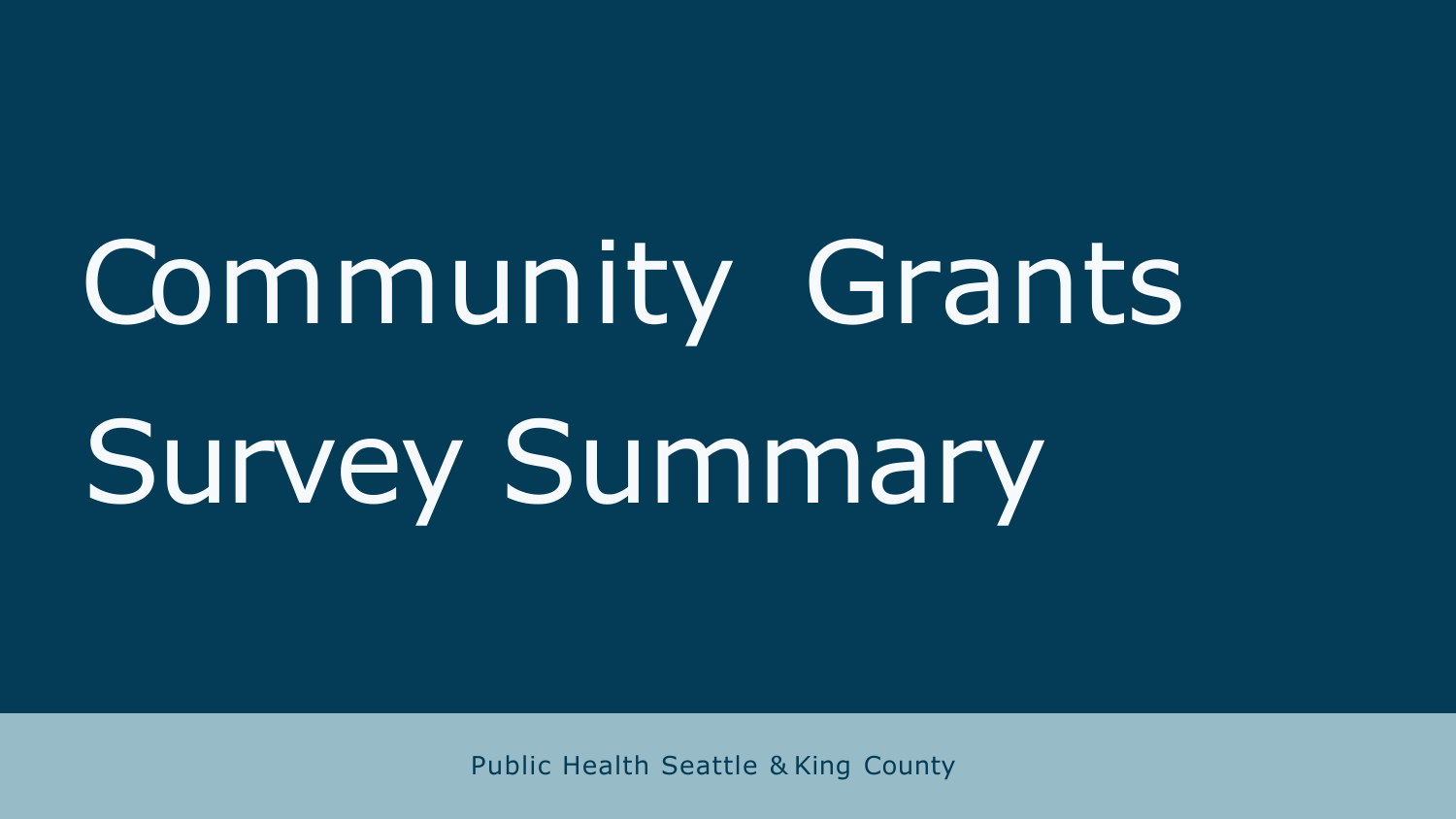# Community Grants Survey Summary

Public Health Seattle & King County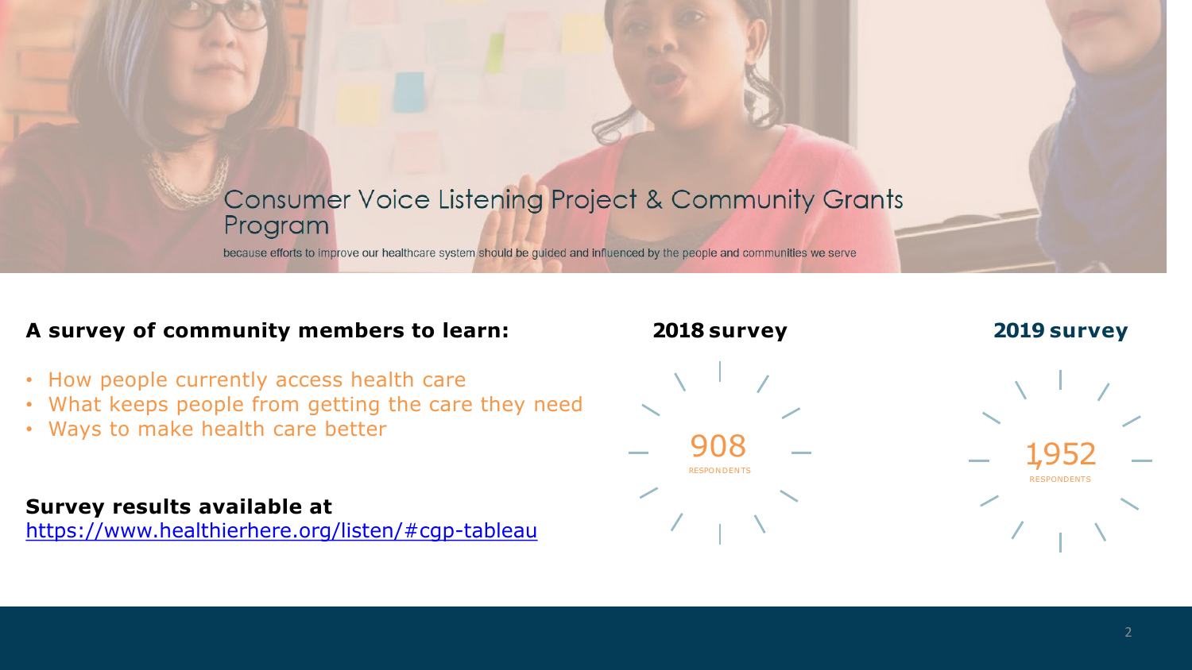# Consumer Voice Listening Project & Community Grants Program

because efforts to improve our healthcare system should be guided and influenced by the people and communities we serve

**A survey of community members to learn:**

- How people currently access health care
- What keeps people from getting the care they need
- Ways to make health care better

**Survey results available at**
https://www.healthierhere.org/listen/#cgp-tableau

**2018 survey**

908
RESPONDENTS

**2019 survey**

1,952
RESPONDENTS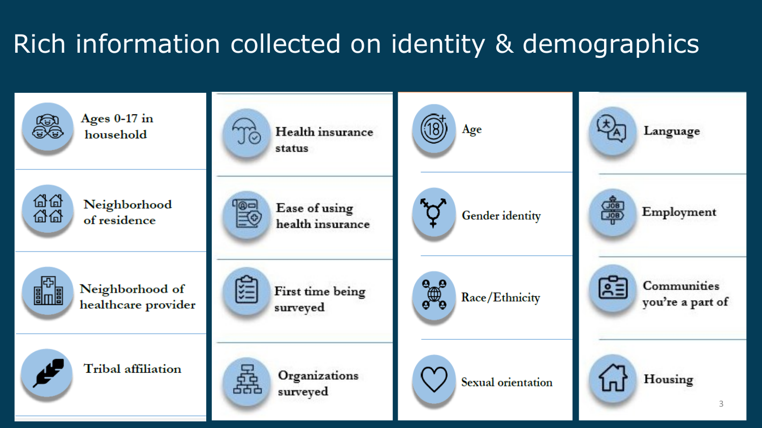# Rich information collected on identity & demographics

- Ages 0-17 in household
- Neighborhood of residence
- Neighborhood of healthcare provider
- Tribal affiliation
- Health insurance status
- Ease of using health insurance
- First time being surveyed
- Organizations surveyed
- Age
- Gender identity
- Race/Ethnicity
- Sexual orientation
- Language
- Employment
- Communities you're a part of
- Housing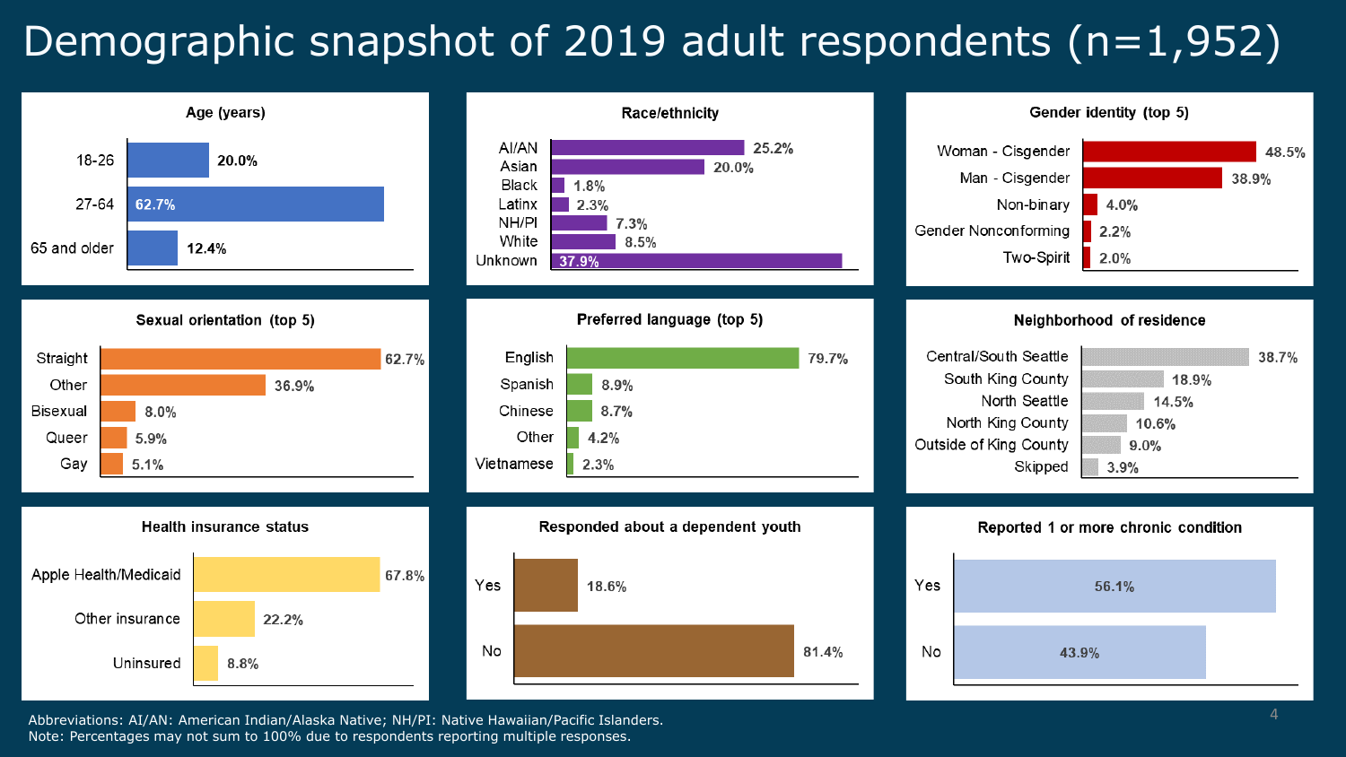# Demographic snapshot of 2019 adult respondents (n=1,952)

### Age (years)

| Age | Percent |
| --- | --- |
| 18-26 | 20.0% |
| 27-64 | 62.7% |
| 65 and older | 12.4% |

### Race/ethnicity

| Race/ethnicity | Percent |
| --- | --- |
| AI/AN | 25.2% |
| Asian | 20.0% |
| Black | 1.8% |
| Latinx | 2.3% |
| NH/PI | 7.3% |
| White | 8.5% |
| Unknown | 37.9% |

### Gender identity (top 5)

| Gender identity | Percent |
| --- | --- |
| Woman - Cisgender | 48.5% |
| Man - Cisgender | 38.9% |
| Non-binary | 4.0% |
| Gender Nonconforming | 2.2% |
| Two-Spirit | 2.0% |

### Sexual orientation (top 5)

| Sexual orientation | Percent |
| --- | --- |
| Straight | 62.7% |
| Other | 36.9% |
| Bisexual | 8.0% |
| Queer | 5.9% |
| Gay | 5.1% |

### Preferred language (top 5)

| Preferred language | Percent |
| --- | --- |
| English | 79.7% |
| Spanish | 8.9% |
| Chinese | 8.7% |
| Other | 4.2% |
| Vietnamese | 2.3% |

### Neighborhood of residence

| Neighborhood | Percent |
| --- | --- |
| Central/South Seattle | 38.7% |
| South King County | 18.9% |
| North Seattle | 14.5% |
| North King County | 10.6% |
| Outside of King County | 9.0% |
| Skipped | 3.9% |

### Health insurance status

| Health insurance status | Percent |
| --- | --- |
| Apple Health/Medicaid | 67.8% |
| Other insurance | 22.2% |
| Uninsured | 8.8% |

### Responded about a dependent youth

| Response | Percent |
| --- | --- |
| Yes | 18.6% |
| No | 81.4% |

### Reported 1 or more chronic condition

| Response | Percent |
| --- | --- |
| Yes | 56.1% |
| No | 43.9% |

Abbreviations: AI/AN: American Indian/Alaska Native; NH/PI: Native Hawaiian/Pacific Islanders.
Note: Percentages may not sum to 100% due to respondents reporting multiple responses.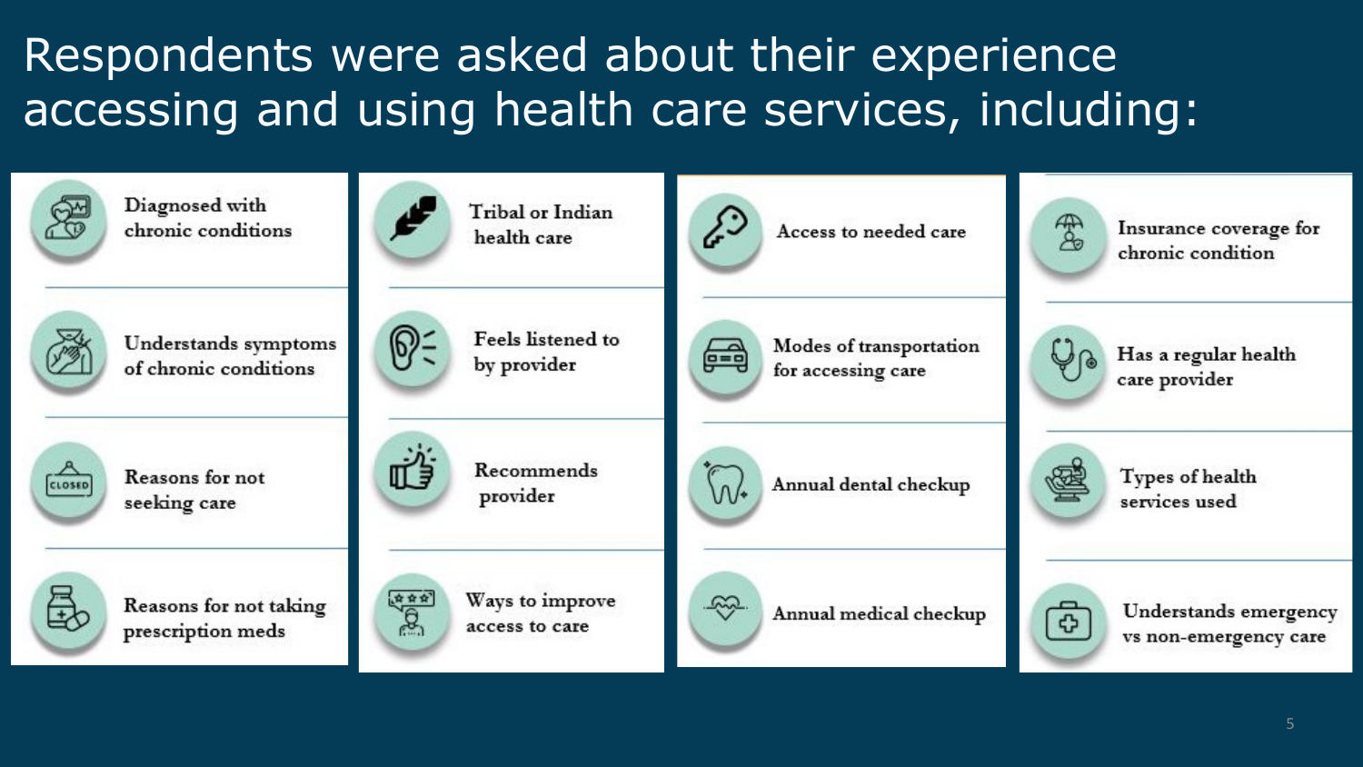# Respondents were asked about their experience accessing and using health care services, including:

- Diagnosed with chronic conditions
- Understands symptoms of chronic conditions
- Reasons for not seeking care
- Reasons for not taking prescription meds
- Tribal or Indian health care
- Feels listened to by provider
- Recommends provider
- Ways to improve access to care
- Access to needed care
- Modes of transportation for accessing care
- Annual dental checkup
- Annual medical checkup
- Insurance coverage for chronic condition
- Has a regular health care provider
- Types of health services used
- Understands emergency vs non-emergency care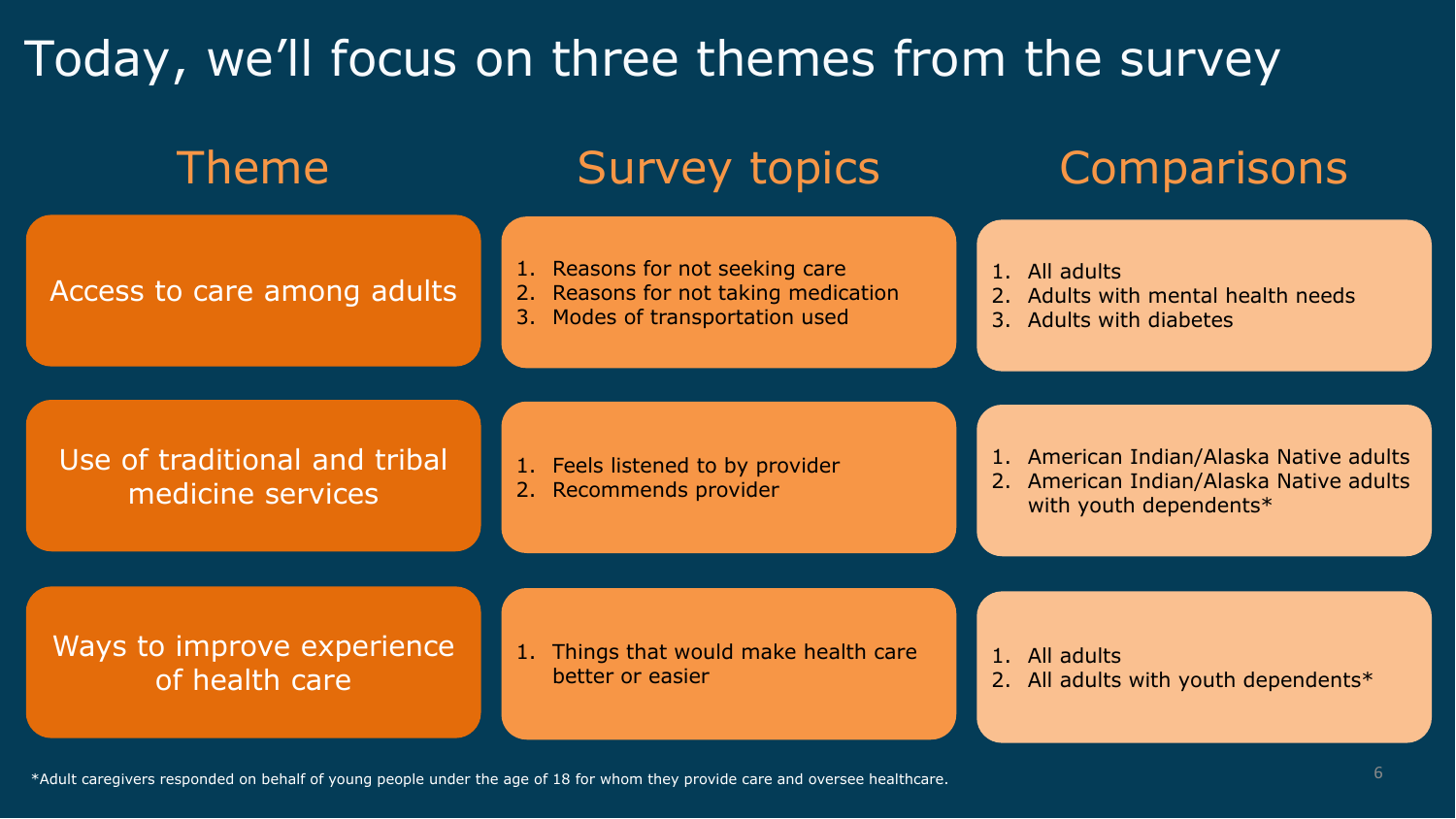# Today, we'll focus on three themes from the survey

| Theme | Survey topics | Comparisons |
| --- | --- | --- |
| Access to care among adults | 1. Reasons for not seeking care<br>2. Reasons for not taking medication<br>3. Modes of transportation used | 1. All adults<br>2. Adults with mental health needs<br>3. Adults with diabetes |
| Use of traditional and tribal medicine services | 1. Feels listened to by provider<br>2. Recommends provider | 1. American Indian/Alaska Native adults<br>2. American Indian/Alaska Native adults with youth dependents* |
| Ways to improve experience of health care | 1. Things that would make health care better or easier | 1. All adults<br>2. All adults with youth dependents* |

*Adult caregivers responded on behalf of young people under the age of 18 for whom they provide care and oversee healthcare.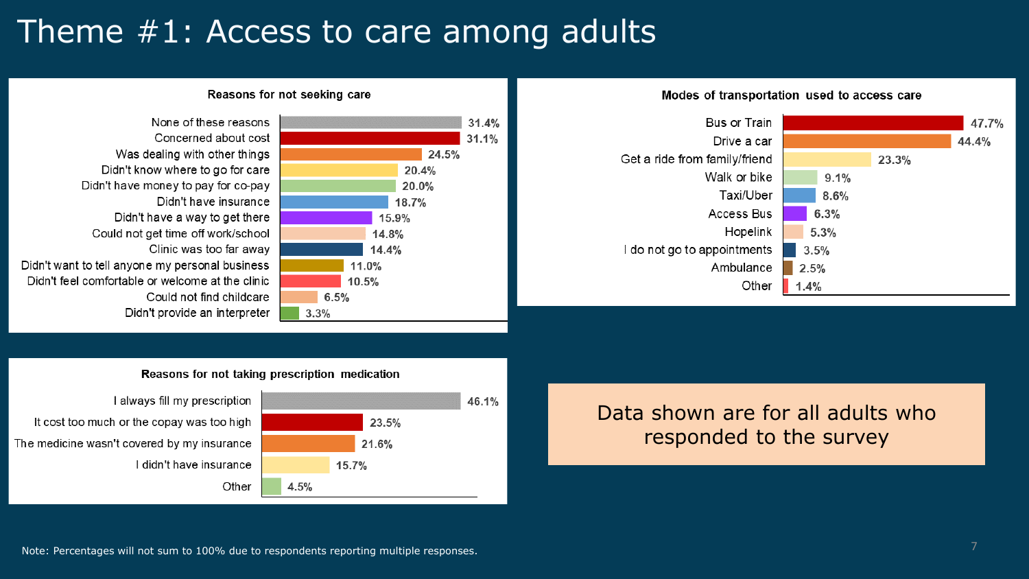# Theme #1: Access to care among adults

### Reasons for not seeking care

| Reason | Percent |
|---|---|
| None of these reasons | 31.4% |
| Concerned about cost | 31.1% |
| Was dealing with other things | 24.5% |
| Didn't know where to go for care | 20.4% |
| Didn't have money to pay for co-pay | 20.0% |
| Didn't have insurance | 18.7% |
| Didn't have a way to get there | 15.9% |
| Could not get time off work/school | 14.8% |
| Clinic was too far away | 14.4% |
| Didn't want to tell anyone my personal business | 11.0% |
| Didn't feel comfortable or welcome at the clinic | 10.5% |
| Could not find childcare | 6.5% |
| Didn't provide an interpreter | 3.3% |

### Modes of transportation used to access care

| Mode | Percent |
|---|---|
| Bus or Train | 47.7% |
| Drive a car | 44.4% |
| Get a ride from family/friend | 23.3% |
| Walk or bike | 9.1% |
| Taxi/Uber | 8.6% |
| Access Bus | 6.3% |
| Hopelink | 5.3% |
| I do not go to appointments | 3.5% |
| Ambulance | 2.5% |
| Other | 1.4% |

### Reasons for not taking prescription medication

| Reason | Percent |
|---|---|
| I always fill my prescription | 46.1% |
| It cost too much or the copay was too high | 23.5% |
| The medicine wasn't covered by my insurance | 21.6% |
| I didn't have insurance | 15.7% |
| Other | 4.5% |

Data shown are for all adults who responded to the survey

Note: Percentages will not sum to 100% due to respondents reporting multiple responses.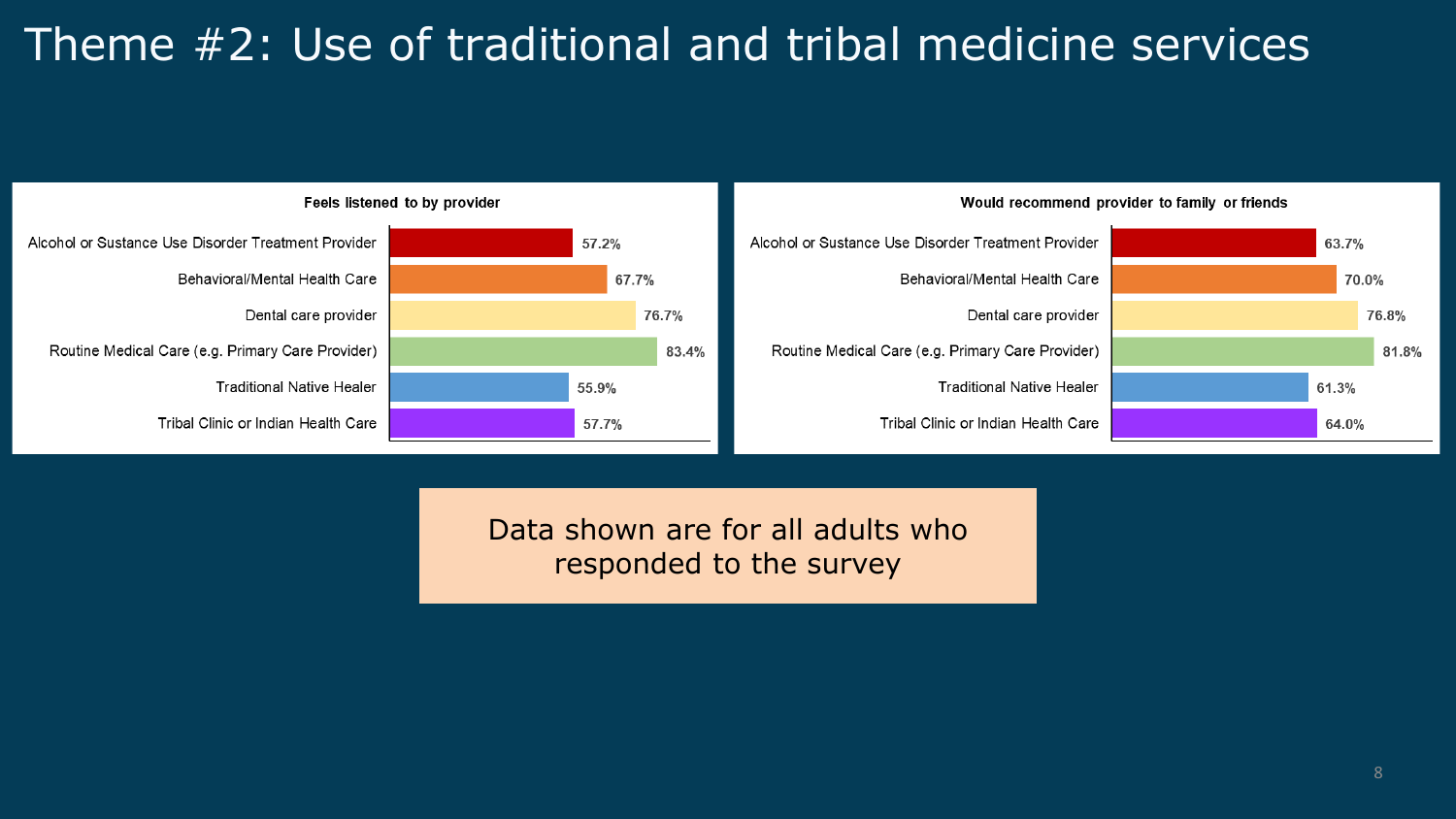# Theme #2: Use of traditional and tribal medicine services

**Feels listened to by provider**

| Provider | Percent |
|---|---|
| Alcohol or Sustance Use Disorder Treatment Provider | 57.2% |
| Behavioral/Mental Health Care | 67.7% |
| Dental care provider | 76.7% |
| Routine Medical Care (e.g. Primary Care Provider) | 83.4% |
| Traditional Native Healer | 55.9% |
| Tribal Clinic or Indian Health Care | 57.7% |

**Would recommend provider to family or friends**

| Provider | Percent |
|---|---|
| Alcohol or Sustance Use Disorder Treatment Provider | 63.7% |
| Behavioral/Mental Health Care | 70.0% |
| Dental care provider | 76.8% |
| Routine Medical Care (e.g. Primary Care Provider) | 81.8% |
| Traditional Native Healer | 61.3% |
| Tribal Clinic or Indian Health Care | 64.0% |

Data shown are for all adults who responded to the survey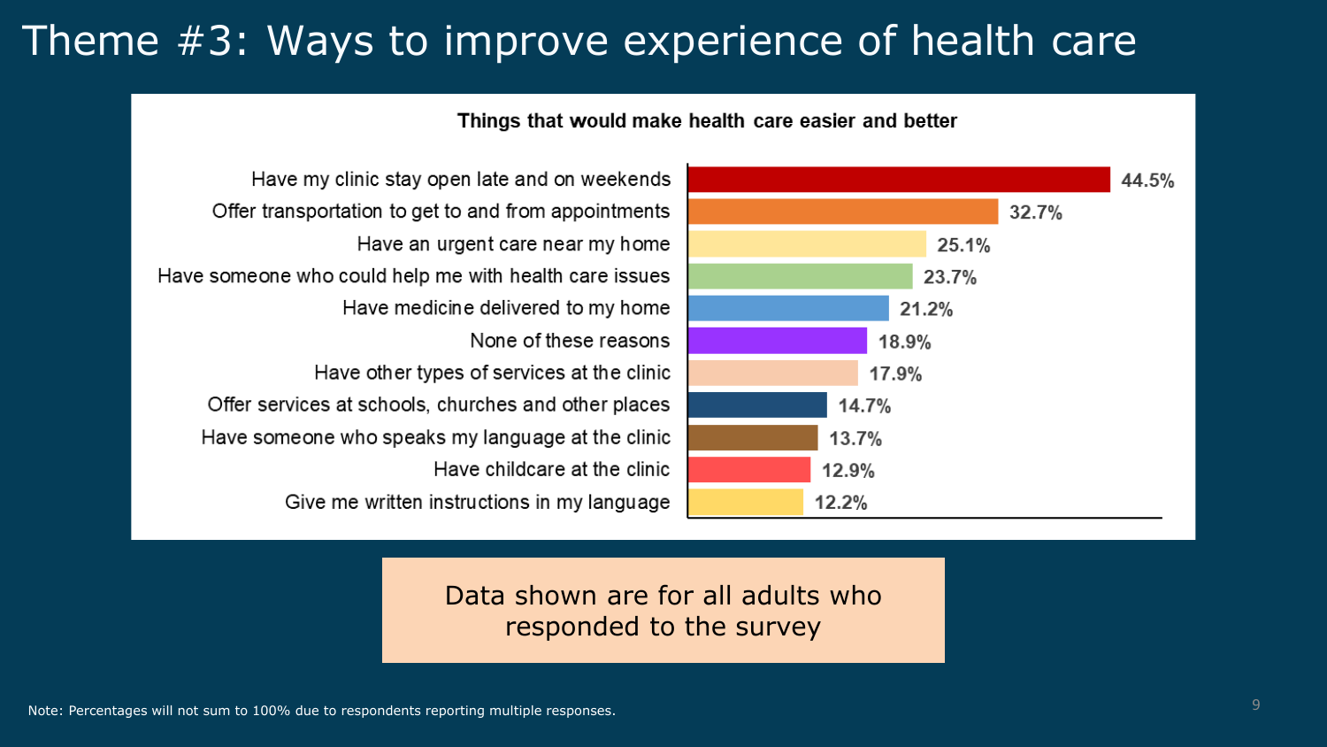# Theme #3: Ways to improve experience of health care

**Things that would make health care easier and better**

| Item | Percentage |
|---|---|
| Have my clinic stay open late and on weekends | 44.5% |
| Offer transportation to get to and from appointments | 32.7% |
| Have an urgent care near my home | 25.1% |
| Have someone who could help me with health care issues | 23.7% |
| Have medicine delivered to my home | 21.2% |
| None of these reasons | 18.9% |
| Have other types of services at the clinic | 17.9% |
| Offer services at schools, churches and other places | 14.7% |
| Have someone who speaks my language at the clinic | 13.7% |
| Have childcare at the clinic | 12.9% |
| Give me written instructions in my language | 12.2% |

Data shown are for all adults who responded to the survey

Note: Percentages will not sum to 100% due to respondents reporting multiple responses.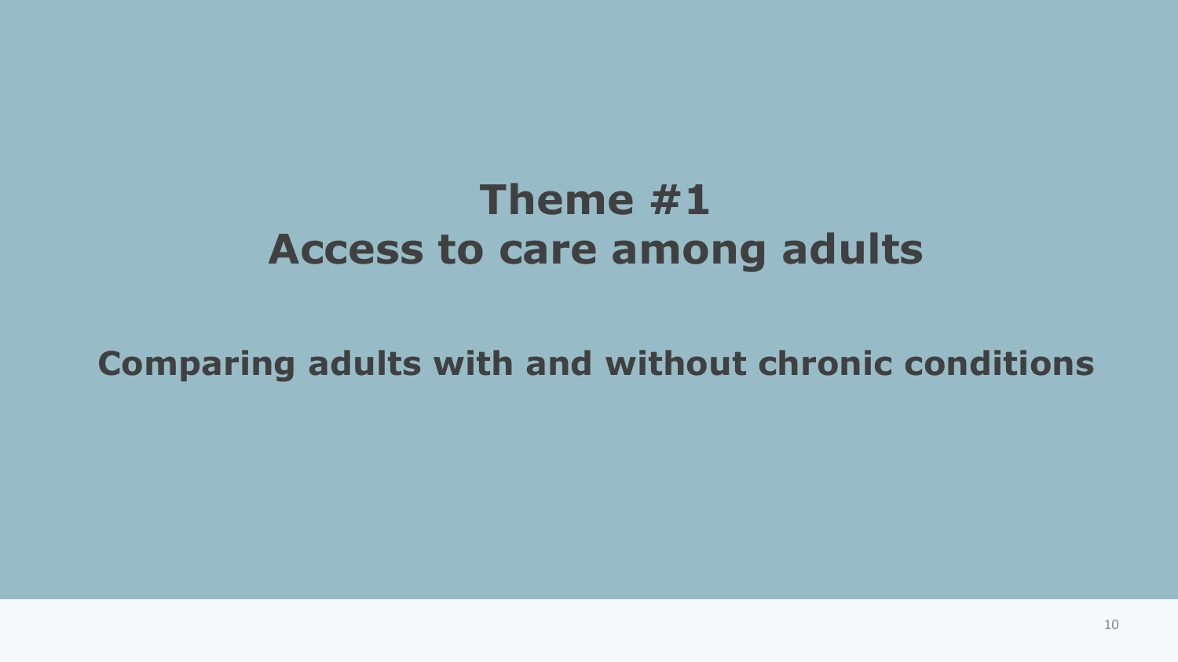# Theme #1
# Access to care among adults

## Comparing adults with and without chronic conditions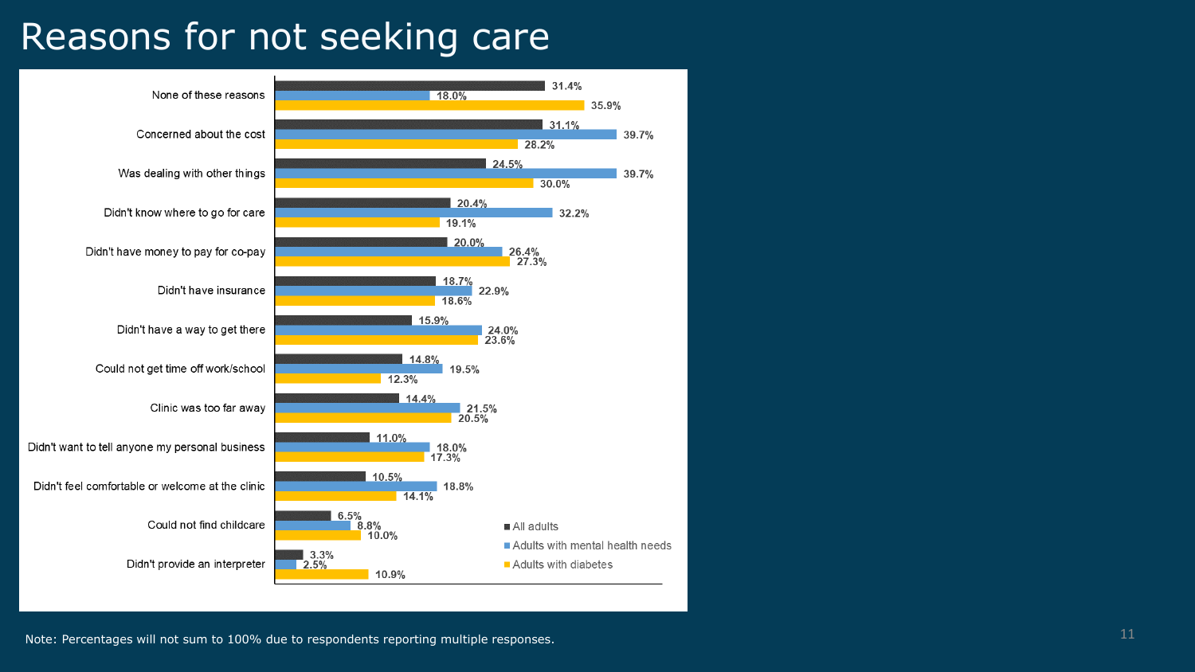# Reasons for not seeking care

| Reason | All adults | Adults with mental health needs | Adults with diabetes |
|---|---|---|---|
| None of these reasons | 31.4% | 18.0% | 35.9% |
| Concerned about the cost | 31.1% | 39.7% | 28.2% |
| Was dealing with other things | 24.5% | 39.7% | 30.0% |
| Didn't know where to go for care | 20.4% | 32.2% | 19.1% |
| Didn't have money to pay for co-pay | 20.0% | 26.4% | 27.3% |
| Didn't have insurance | 18.7% | 22.9% | 18.6% |
| Didn't have a way to get there | 15.9% | 24.0% | 23.6% |
| Could not get time off work/school | 14.8% | 19.5% | 12.3% |
| Clinic was too far away | 14.4% | 21.5% | 20.5% |
| Didn't want to tell anyone my personal business | 11.0% | 18.0% | 17.3% |
| Didn't feel comfortable or welcome at the clinic | 10.5% | 18.8% | 14.1% |
| Could not find childcare | 6.5% | 8.8% | 10.0% |
| Didn't provide an interpreter | 3.3% | 2.5% | 10.9% |

Note: Percentages will not sum to 100% due to respondents reporting multiple responses.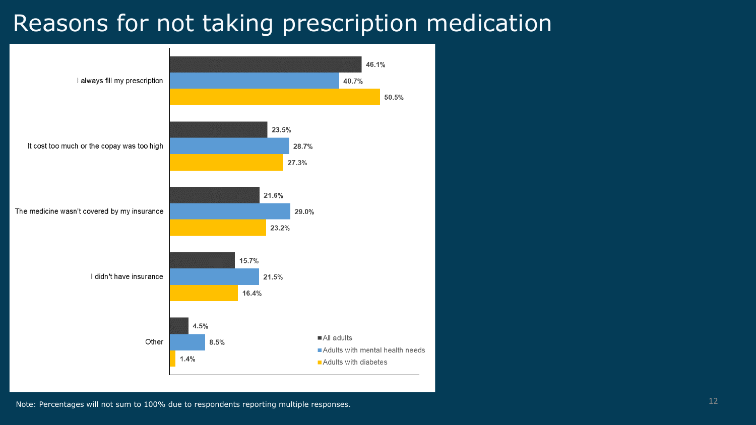# Reasons for not taking prescription medication

| | All adults | Adults with mental health needs | Adults with diabetes |
|---|---|---|---|
| I always fill my prescription | 46.1% | 40.7% | 50.5% |
| It cost too much or the copay was too high | 23.5% | 28.7% | 27.3% |
| The medicine wasn't covered by my insurance | 21.6% | 29.0% | 23.2% |
| I didn't have insurance | 15.7% | 21.5% | 16.4% |
| Other | 4.5% | 8.5% | 1.4% |

Note: Percentages will not sum to 100% due to respondents reporting multiple responses.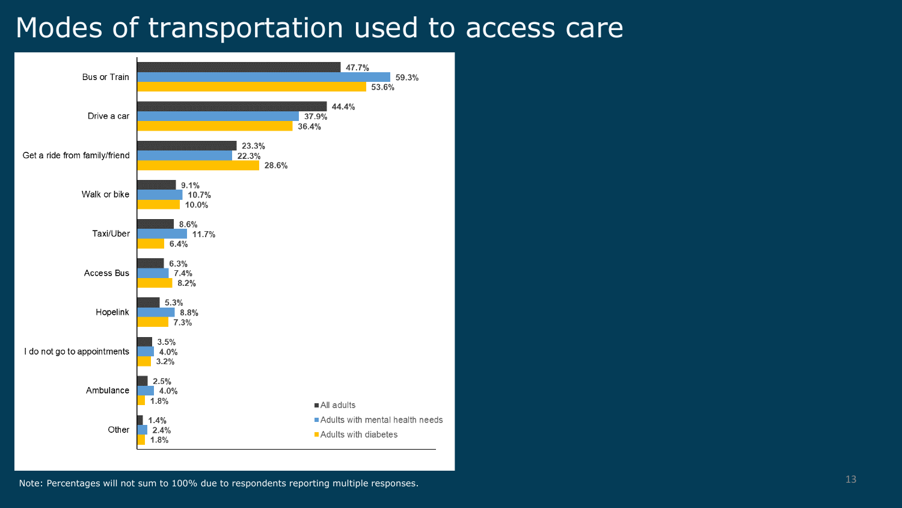# Modes of transportation used to access care

| | All adults | Adults with mental health needs | Adults with diabetes |
|---|---|---|---|
| Bus or Train | 47.7% | 59.3% | 53.6% |
| Drive a car | 44.4% | 37.9% | 36.4% |
| Get a ride from family/friend | 23.3% | 22.3% | 28.6% |
| Walk or bike | 9.1% | 10.7% | 10.0% |
| Taxi/Uber | 8.6% | 11.7% | 6.4% |
| Access Bus | 6.3% | 7.4% | 8.2% |
| Hopelink | 5.3% | 8.8% | 7.3% |
| I do not go to appointments | 3.5% | 4.0% | 3.2% |
| Ambulance | 2.5% | 4.0% | 1.8% |
| Other | 1.4% | 2.4% | 1.8% |

Note: Percentages will not sum to 100% due to respondents reporting multiple responses.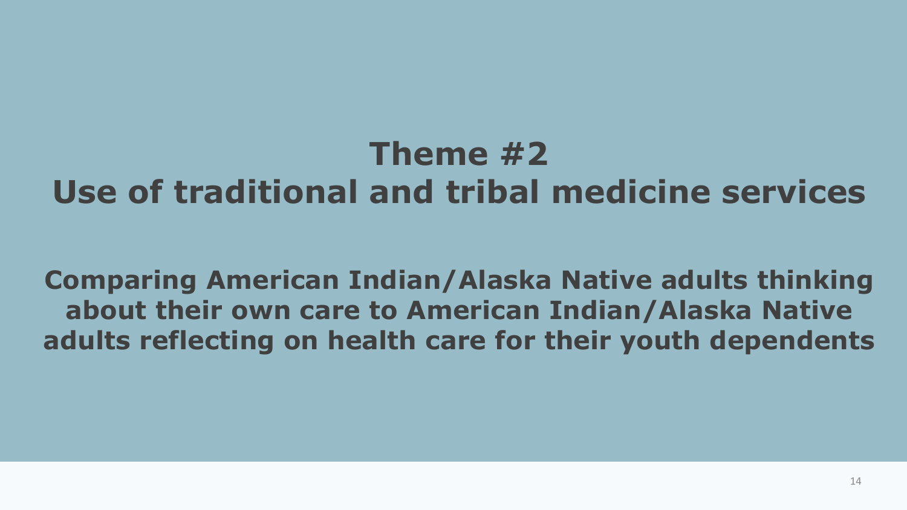# Theme #2
# Use of traditional and tribal medicine services

**Comparing American Indian/Alaska Native adults thinking about their own care to American Indian/Alaska Native adults reflecting on health care for their youth dependents**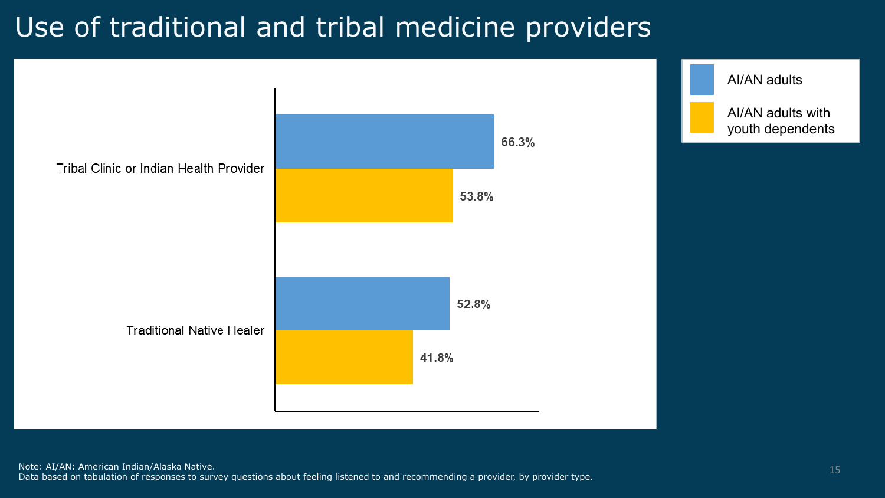# Use of traditional and tribal medicine providers

| | AI/AN adults | AI/AN adults with youth dependents |
|---|---|---|
| Tribal Clinic or Indian Health Provider | 66.3% | 53.8% |
| Traditional Native Healer | 52.8% | 41.8% |

Note: AI/AN: American Indian/Alaska Native.
Data based on tabulation of responses to survey questions about feeling listened to and recommending a provider, by provider type.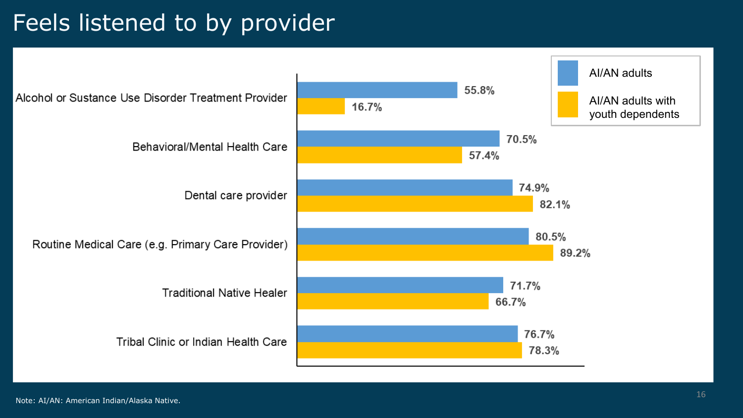# Feels listened to by provider

| | AI/AN adults | AI/AN adults with youth dependents |
|---|---|---|
| Alcohol or Sustance Use Disorder Treatment Provider | 55.8% | 16.7% |
| Behavioral/Mental Health Care | 70.5% | 57.4% |
| Dental care provider | 74.9% | 82.1% |
| Routine Medical Care (e.g. Primary Care Provider) | 80.5% | 89.2% |
| Traditional Native Healer | 71.7% | 66.7% |
| Tribal Clinic or Indian Health Care | 76.7% | 78.3% |

Note: AI/AN: American Indian/Alaska Native.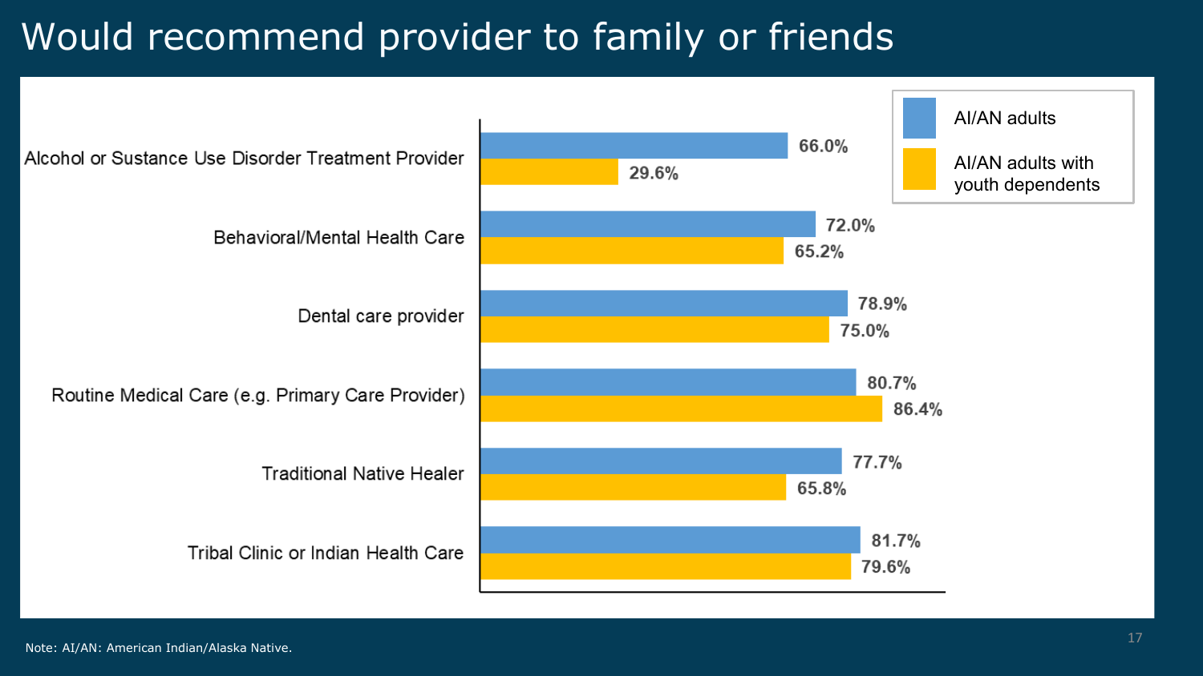# Would recommend provider to family or friends

| Provider | AI/AN adults | AI/AN adults with youth dependents |
| --- | --- | --- |
| Alcohol or Sustance Use Disorder Treatment Provider | 66.0% | 29.6% |
| Behavioral/Mental Health Care | 72.0% | 65.2% |
| Dental care provider | 78.9% | 75.0% |
| Routine Medical Care (e.g. Primary Care Provider) | 80.7% | 86.4% |
| Traditional Native Healer | 77.7% | 65.8% |
| Tribal Clinic or Indian Health Care | 81.7% | 79.6% |

Note: AI/AN: American Indian/Alaska Native.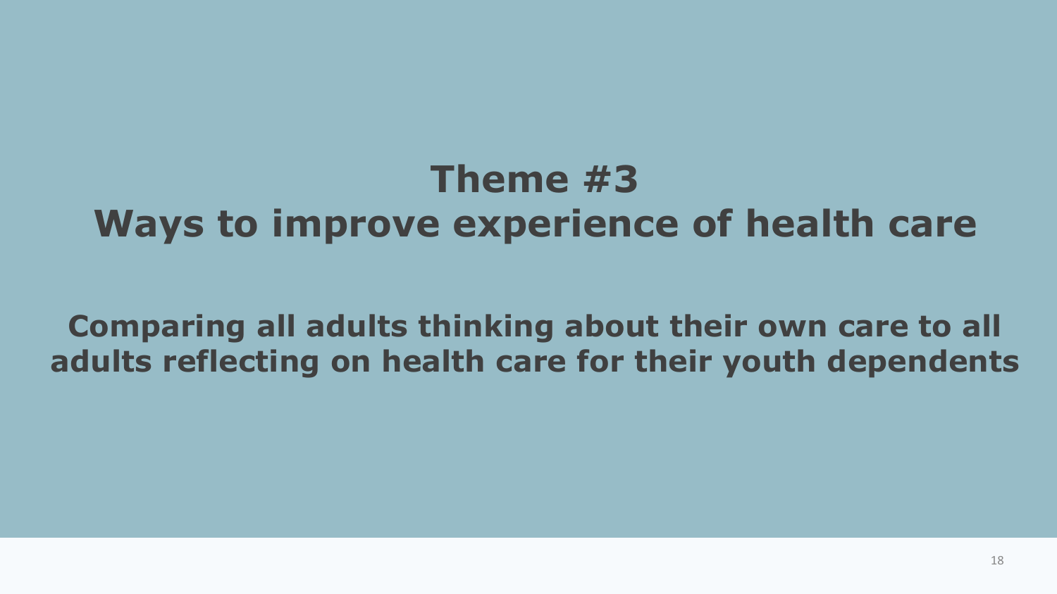# Theme #3
# Ways to improve experience of health care

**Comparing all adults thinking about their own care to all adults reflecting on health care for their youth dependents**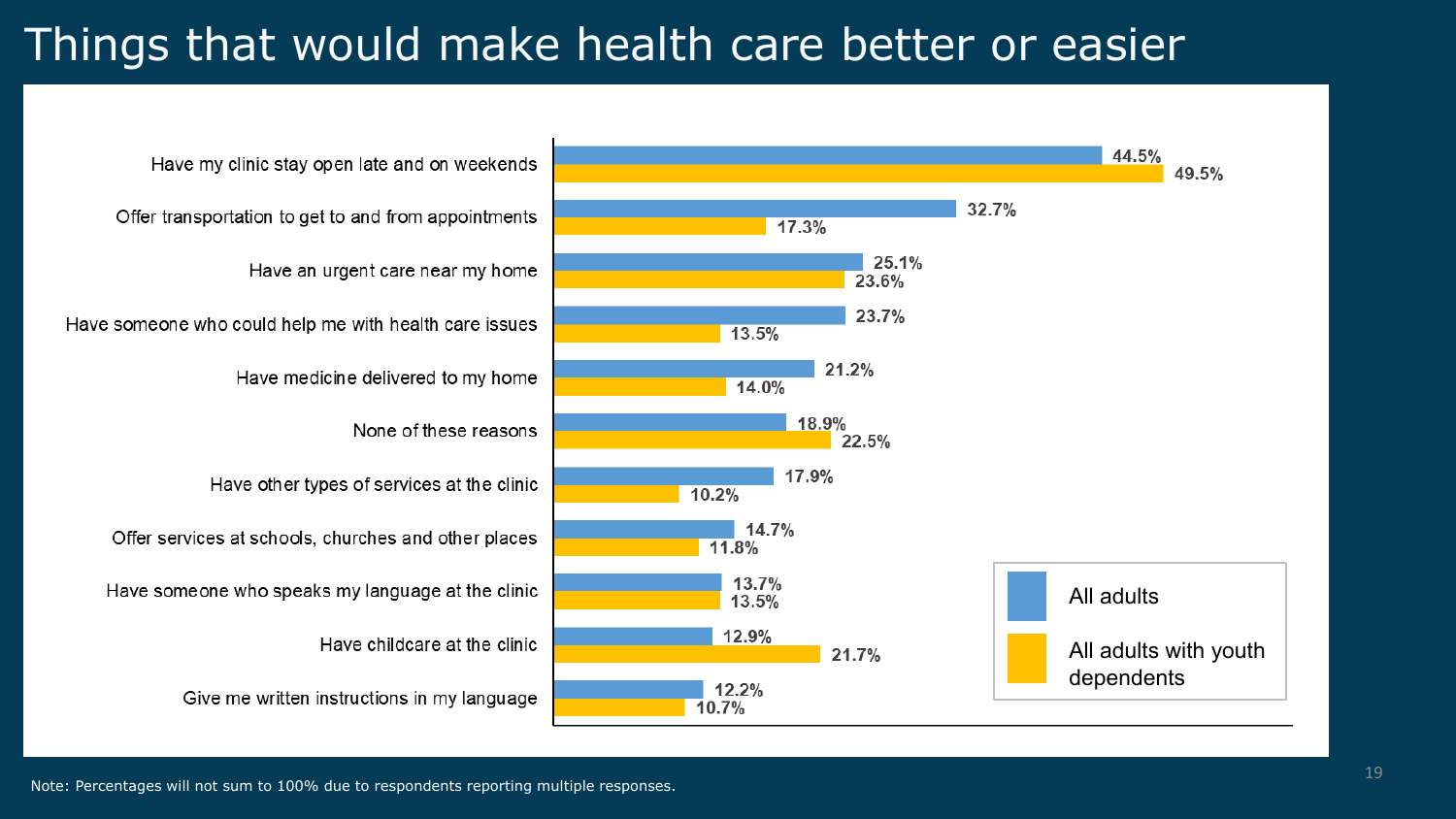# Things that would make health care better or easier

Have my clinic stay open late and on weekends
44.5%
49.5%

Offer transportation to get to and from appointments
32.7%
17.3%

Have an urgent care near my home
25.1%
23.6%

Have someone who could help me with health care issues
23.7%
13.5%

Have medicine delivered to my home
21.2%
14.0%

None of these reasons
18.9%
22.5%

Have other types of services at the clinic
17.9%
10.2%

Offer services at schools, churches and other places
14.7%
11.8%

Have someone who speaks my language at the clinic
13.7%
13.5%

Have childcare at the clinic
12.9%
21.7%

Give me written instructions in my language
12.2%
10.7%

All adults

All adults with youth dependents

Note: Percentages will not sum to 100% due to respondents reporting multiple responses.